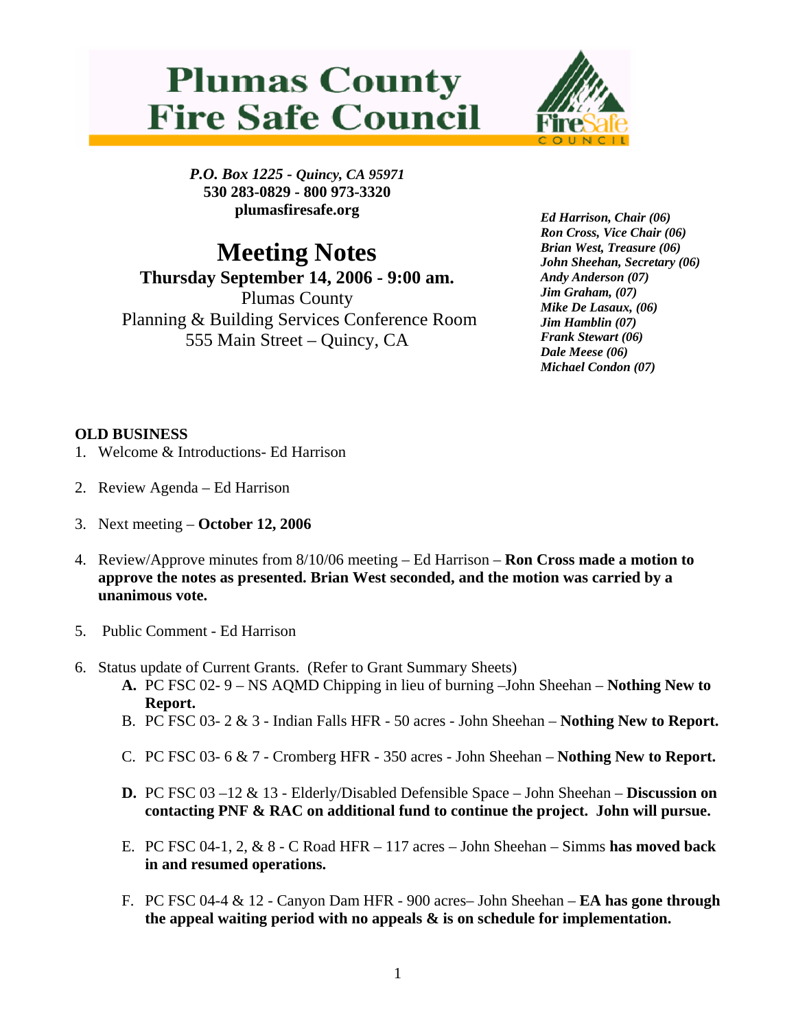# Plumas County Fire Safe Council

*P.O. Box 1225 - Quincy, CA 95971*
**530 283-0829 - 800 973-3320**
**plumasfiresafe.org**

*Ed Harrison, Chair (06)*
*Ron Cross, Vice Chair (06)*
*Brian West, Treasure (06)*
*John Sheehan, Secretary (06)*
*Andy Anderson (07)*
*Jim Graham, (07)*
*Mike De Lasaux, (06)*
*Jim Hamblin (07)*
*Frank Stewart (06)*
*Dale Meese (06)*
*Michael Condon (07)*

## Meeting Notes

**Thursday September 14, 2006 - 9:00 am.**
Plumas County
Planning & Building Services Conference Room
555 Main Street – Quincy, CA

**OLD BUSINESS**

1. Welcome & Introductions- Ed Harrison
2. Review Agenda – Ed Harrison
3. Next meeting – **October 12, 2006**
4. Review/Approve minutes from 8/10/06 meeting – Ed Harrison – **Ron Cross made a motion to approve the notes as presented. Brian West seconded, and the motion was carried by a unanimous vote.**
5. Public Comment - Ed Harrison
6. Status update of Current Grants. (Refer to Grant Summary Sheets)
   - **A.** PC FSC 02- 9 – NS AQMD Chipping in lieu of burning –John Sheehan – **Nothing New to Report.**
   - B. PC FSC 03- 2 & 3 - Indian Falls HFR - 50 acres - John Sheehan – **Nothing New to Report.**
   - C. PC FSC 03- 6 & 7 - Cromberg HFR - 350 acres - John Sheehan – **Nothing New to Report.**
   - **D.** PC FSC 03 –12 & 13 - Elderly/Disabled Defensible Space – John Sheehan – **Discussion on contacting PNF & RAC on additional fund to continue the project. John will pursue.**
   - E. PC FSC 04-1, 2, & 8 - C Road HFR – 117 acres – John Sheehan – Simms **has moved back in and resumed operations.**
   - F. PC FSC 04-4 & 12 - Canyon Dam HFR - 900 acres– John Sheehan – **EA has gone through the appeal waiting period with no appeals & is on schedule for implementation.**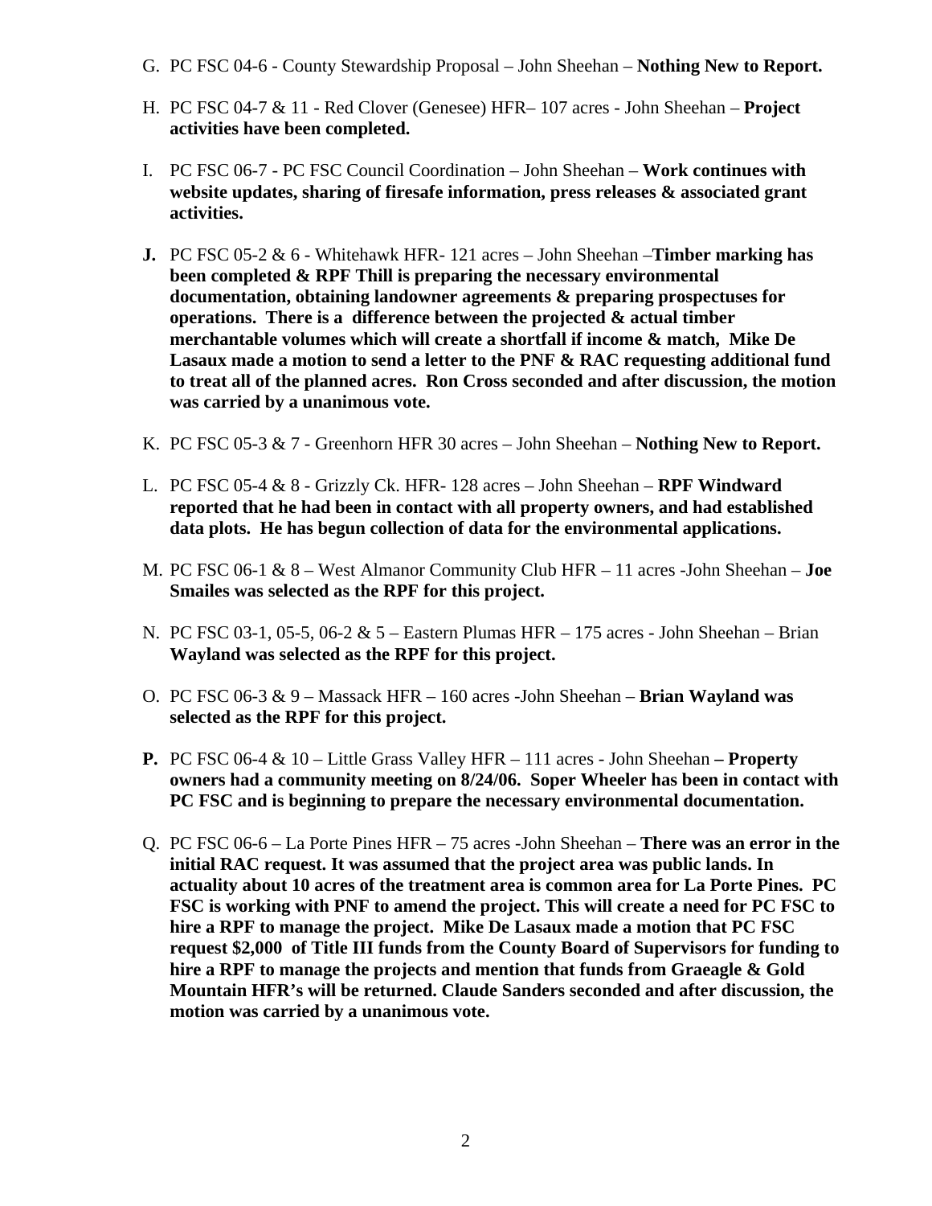G. PC FSC 04-6 - County Stewardship Proposal – John Sheehan – **Nothing New to Report.**

H. PC FSC 04-7 & 11 - Red Clover (Genesee) HFR– 107 acres - John Sheehan – **Project activities have been completed.**

I. PC FSC 06-7 - PC FSC Council Coordination – John Sheehan – **Work continues with website updates, sharing of firesafe information, press releases & associated grant activities.**

**J.** PC FSC 05-2 & 6 - Whitehawk HFR- 121 acres – John Sheehan –**Timber marking has been completed & RPF Thill is preparing the necessary environmental documentation, obtaining landowner agreements & preparing prospectuses for operations. There is a difference between the projected & actual timber merchantable volumes which will create a shortfall if income & match, Mike De Lasaux made a motion to send a letter to the PNF & RAC requesting additional fund to treat all of the planned acres. Ron Cross seconded and after discussion, the motion was carried by a unanimous vote.**

K. PC FSC 05-3 & 7 - Greenhorn HFR 30 acres – John Sheehan – **Nothing New to Report.**

L. PC FSC 05-4 & 8 - Grizzly Ck. HFR- 128 acres – John Sheehan – **RPF Windward reported that he had been in contact with all property owners, and had established data plots. He has begun collection of data for the environmental applications.**

M. PC FSC 06-1 & 8 – West Almanor Community Club HFR – 11 acres -John Sheehan – **Joe Smailes was selected as the RPF for this project.**

N. PC FSC 03-1, 05-5, 06-2 & 5 – Eastern Plumas HFR – 175 acres - John Sheehan – Brian **Wayland was selected as the RPF for this project.**

O. PC FSC 06-3 & 9 – Massack HFR – 160 acres -John Sheehan – **Brian Wayland was selected as the RPF for this project.**

**P.** PC FSC 06-4 & 10 – Little Grass Valley HFR – 111 acres - John Sheehan **– Property owners had a community meeting on 8/24/06. Soper Wheeler has been in contact with PC FSC and is beginning to prepare the necessary environmental documentation.**

Q. PC FSC 06-6 – La Porte Pines HFR – 75 acres -John Sheehan – **There was an error in the initial RAC request. It was assumed that the project area was public lands. In actuality about 10 acres of the treatment area is common area for La Porte Pines. PC FSC is working with PNF to amend the project. This will create a need for PC FSC to hire a RPF to manage the project. Mike De Lasaux made a motion that PC FSC request $2,000 of Title III funds from the County Board of Supervisors for funding to hire a RPF to manage the projects and mention that funds from Graeagle & Gold Mountain HFR's will be returned. Claude Sanders seconded and after discussion, the motion was carried by a unanimous vote.**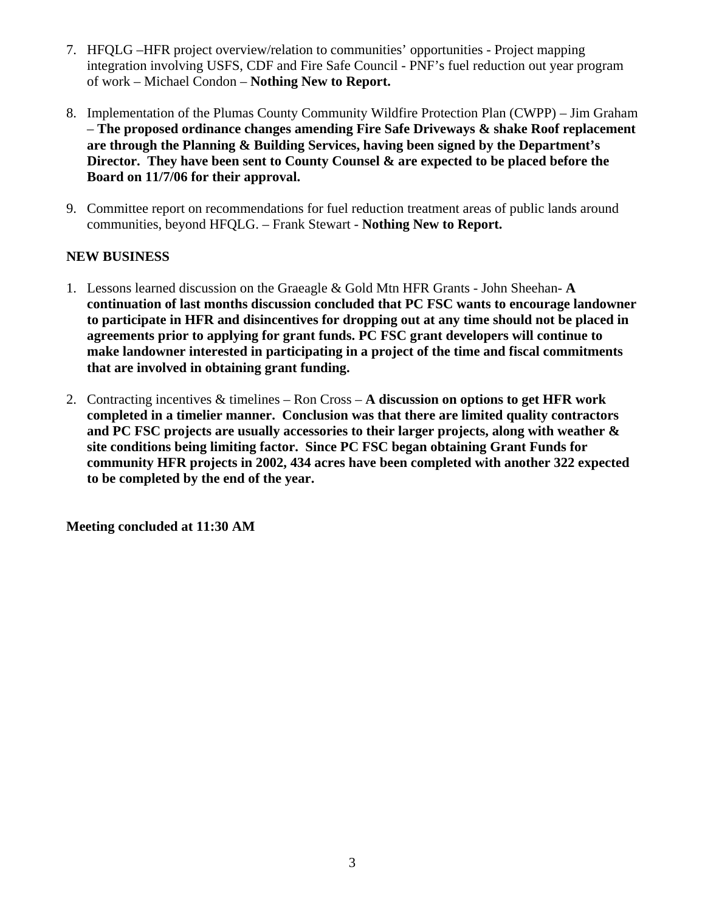7. HFQLG –HFR project overview/relation to communities' opportunities - Project mapping integration involving USFS, CDF and Fire Safe Council - PNF's fuel reduction out year program of work – Michael Condon – **Nothing New to Report.**

8. Implementation of the Plumas County Community Wildfire Protection Plan (CWPP) – Jim Graham – **The proposed ordinance changes amending Fire Safe Driveways & shake Roof replacement are through the Planning & Building Services, having been signed by the Department's Director. They have been sent to County Counsel & are expected to be placed before the Board on 11/7/06 for their approval.**

9. Committee report on recommendations for fuel reduction treatment areas of public lands around communities, beyond HFQLG. – Frank Stewart - **Nothing New to Report.**

**NEW BUSINESS**

1. Lessons learned discussion on the Graeagle & Gold Mtn HFR Grants - John Sheehan- **A continuation of last months discussion concluded that PC FSC wants to encourage landowner to participate in HFR and disincentives for dropping out at any time should not be placed in agreements prior to applying for grant funds. PC FSC grant developers will continue to make landowner interested in participating in a project of the time and fiscal commitments that are involved in obtaining grant funding.**

2. Contracting incentives & timelines – Ron Cross – **A discussion on options to get HFR work completed in a timelier manner. Conclusion was that there are limited quality contractors and PC FSC projects are usually accessories to their larger projects, along with weather & site conditions being limiting factor. Since PC FSC began obtaining Grant Funds for community HFR projects in 2002, 434 acres have been completed with another 322 expected to be completed by the end of the year.**

**Meeting concluded at 11:30 AM**